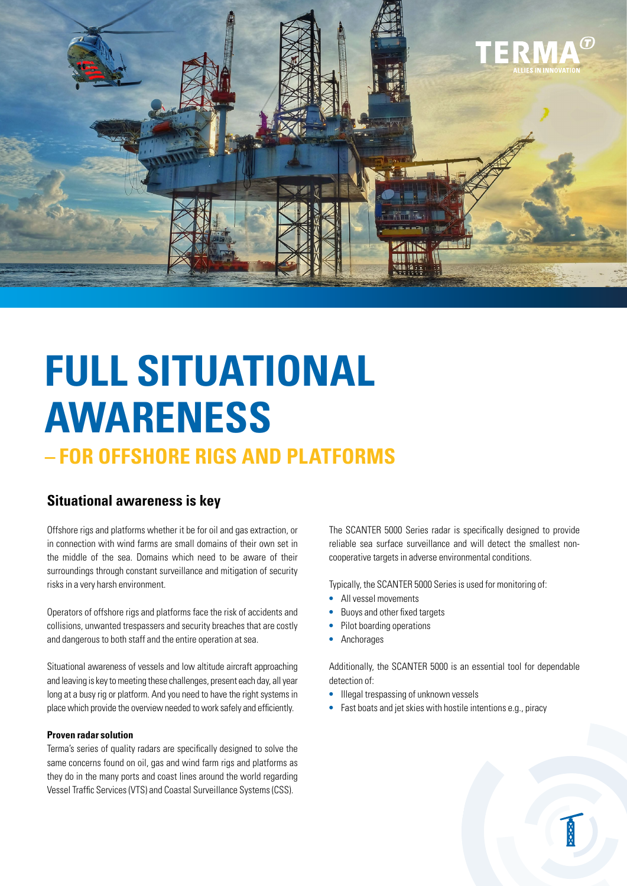# FULL SITUATIONAL AWARENESS

## – FOR OFFSHORE RIGS AND PLATFORMS

### Situational awareness is key

Offshore rigs and platforms whether it be for oil and gas extraction, or in connection with wind farms are small domains of their own set in the middle of the sea. Domains which need to be aware of their surroundings through constant surveillance and mitigation of security risks in a very harsh environment.

Operators of offshore rigs and platforms face the risk of accidents and collisions, unwanted trespassers and security breaches that are costly and dangerous to both staff and the entire operation at sea.

Situational awareness of vessels and low altitude aircraft approaching and leaving is key to meeting these challenges, present each day, all year long at a busy rig or platform. And you need to have the right systems in place which provide the overview needed to work safely and efficiently.

**Proven radar solution**

Terma's series of quality radars are specifically designed to solve the same concerns found on oil, gas and wind farm rigs and platforms as they do in the many ports and coast lines around the world regarding Vessel Traffic Services (VTS) and Coastal Surveillance Systems (CSS).

The SCANTER 5000 Series radar is specifically designed to provide reliable sea surface surveillance and will detect the smallest non-cooperative targets in adverse environmental conditions.

Typically, the SCANTER 5000 Series is used for monitoring of:

- All vessel movements
- Buoys and other fixed targets
- Pilot boarding operations
- Anchorages

Additionally, the SCANTER 5000 is an essential tool for dependable detection of:

- Illegal trespassing of unknown vessels
- Fast boats and jet skies with hostile intentions e.g., piracy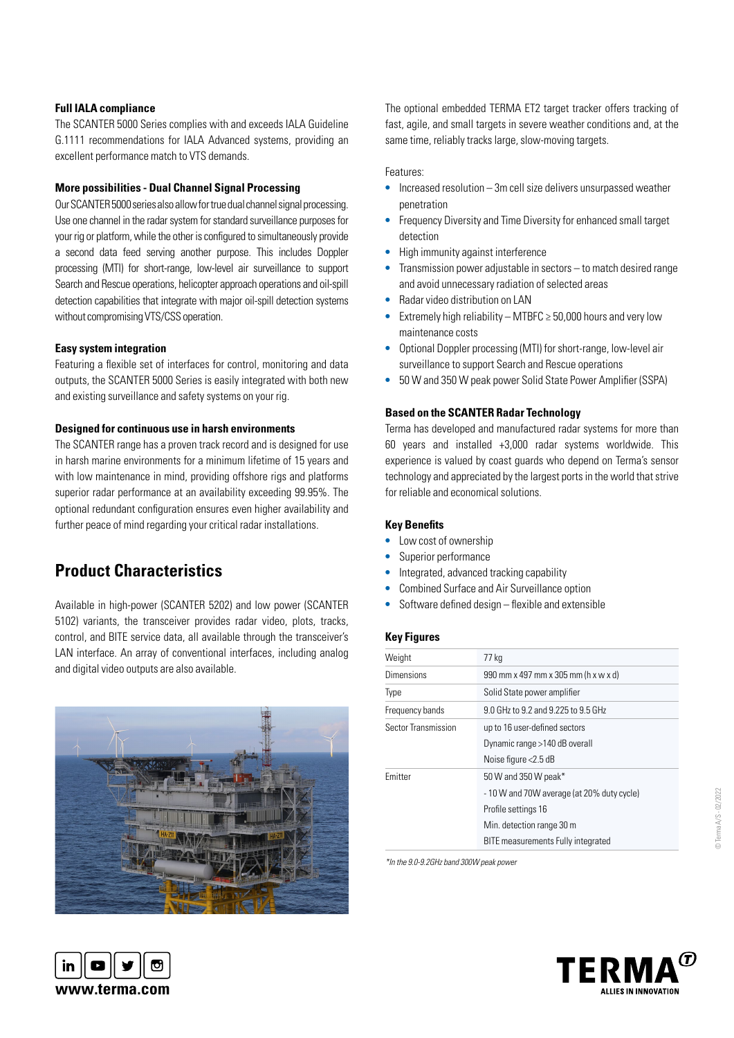**Full IALA compliance**

The SCANTER 5000 Series complies with and exceeds IALA Guideline G.1111 recommendations for IALA Advanced systems, providing an excellent performance match to VTS demands.

**More possibilities - Dual Channel Signal Processing**

Our SCANTER 5000 series also allow for true dual channel signal processing. Use one channel in the radar system for standard surveillance purposes for your rig or platform, while the other is configured to simultaneously provide a second data feed serving another purpose. This includes Doppler processing (MTI) for short-range, low-level air surveillance to support Search and Rescue operations, helicopter approach operations and oil-spill detection capabilities that integrate with major oil-spill detection systems without compromising VTS/CSS operation.

**Easy system integration**

Featuring a flexible set of interfaces for control, monitoring and data outputs, the SCANTER 5000 Series is easily integrated with both new and existing surveillance and safety systems on your rig.

**Designed for continuous use in harsh environments**

The SCANTER range has a proven track record and is designed for use in harsh marine environments for a minimum lifetime of 15 years and with low maintenance in mind, providing offshore rigs and platforms superior radar performance at an availability exceeding 99.95%. The optional redundant configuration ensures even higher availability and further peace of mind regarding your critical radar installations.

## Product Characteristics

Available in high-power (SCANTER 5202) and low power (SCANTER 5102) variants, the transceiver provides radar video, plots, tracks, control, and BITE service data, all available through the transceiver's LAN interface. An array of conventional interfaces, including analog and digital video outputs are also available.

The optional embedded TERMA ET2 target tracker offers tracking of fast, agile, and small targets in severe weather conditions and, at the same time, reliably tracks large, slow-moving targets.

Features:

- Increased resolution – 3m cell size delivers unsurpassed weather penetration
- Frequency Diversity and Time Diversity for enhanced small target detection
- High immunity against interference
- Transmission power adjustable in sectors – to match desired range and avoid unnecessary radiation of selected areas
- Radar video distribution on LAN
- Extremely high reliability – MTBFC ≥ 50,000 hours and very low maintenance costs
- Optional Doppler processing (MTI) for short-range, low-level air surveillance to support Search and Rescue operations
- 50 W and 350 W peak power Solid State Power Amplifier (SSPA)

**Based on the SCANTER Radar Technology**

Terma has developed and manufactured radar systems for more than 60 years and installed +3,000 radar systems worldwide. This experience is valued by coast guards who depend on Terma's sensor technology and appreciated by the largest ports in the world that strive for reliable and economical solutions.

**Key Benefits**

- Low cost of ownership
- Superior performance
- Integrated, advanced tracking capability
- Combined Surface and Air Surveillance option
- Software defined design – flexible and extensible

**Key Figures**

| | |
|---|---|
| Weight | 77 kg |
| Dimensions | 990 mm x 497 mm x 305 mm (h x w x d) |
| Type | Solid State power amplifier |
| Frequency bands | 9.0 GHz to 9.2 and 9.225 to 9.5 GHz |
| Sector Transmission | up to 16 user-defined sectors |
| | Dynamic range >140 dB overall |
| | Noise figure <2.5 dB |
| Emitter | 50 W and 350 W peak* |
| | - 10 W and 70W average (at 20% duty cycle) |
| | Profile settings 16 |
| | Min. detection range 30 m |
| | BITE measurements Fully integrated |

*\*In the 9.0-9.2GHz band 300W peak power*

© Terma A/S - 02/2022

www.terma.com

TERMA
ALLIES IN INNOVATION